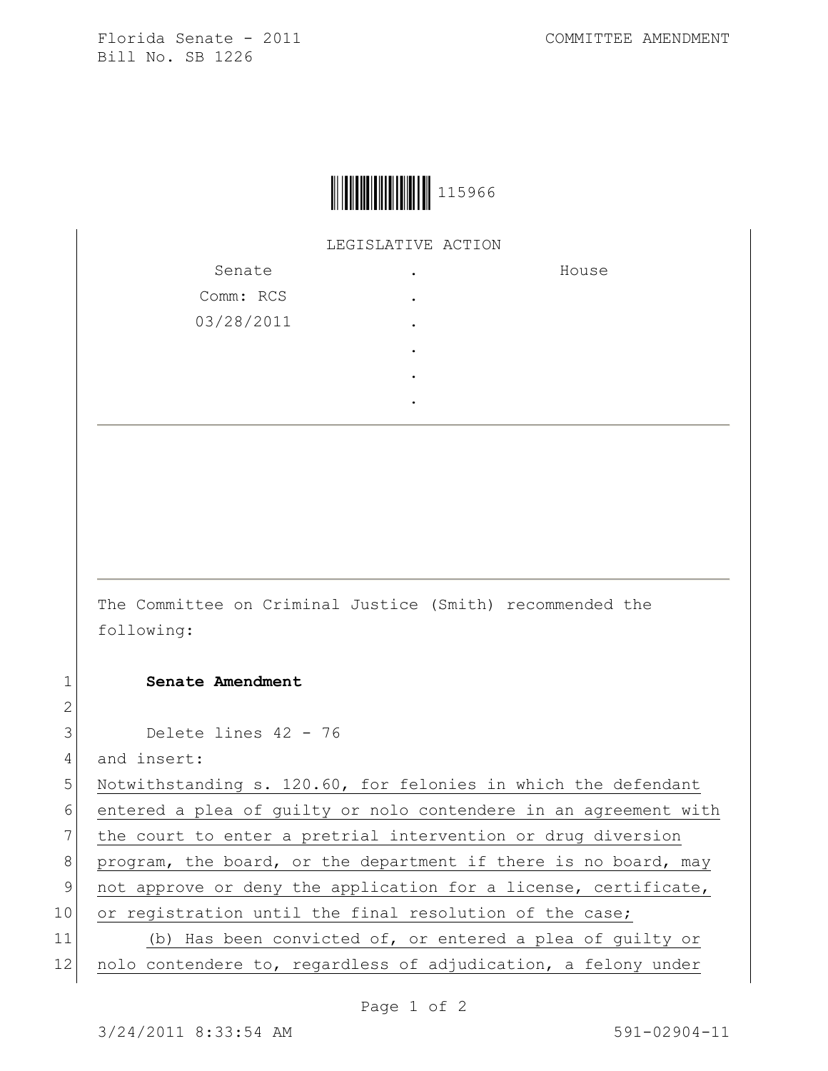115966

LEGISLATIVE ACTION

| Senate | . | House |
|---|---|---|
| Comm: RCS | . | |
| 03/28/2011 | . | |
| | . | |
| | . | |
| | . | |

The Committee on Criminal Justice (Smith) recommended the following:

1 **Senate Amendment**

2

3 Delete lines 42 - 76

4 and insert:

5 Notwithstanding s. 120.60, for felonies in which the defendant

6 entered a plea of guilty or nolo contendere in an agreement with

7 the court to enter a pretrial intervention or drug diversion

8 program, the board, or the department if there is no board, may

9 not approve or deny the application for a license, certificate,

10 or registration until the final resolution of the case;

11 (b) Has been convicted of, or entered a plea of guilty or

12 nolo contendere to, regardless of adjudication, a felony under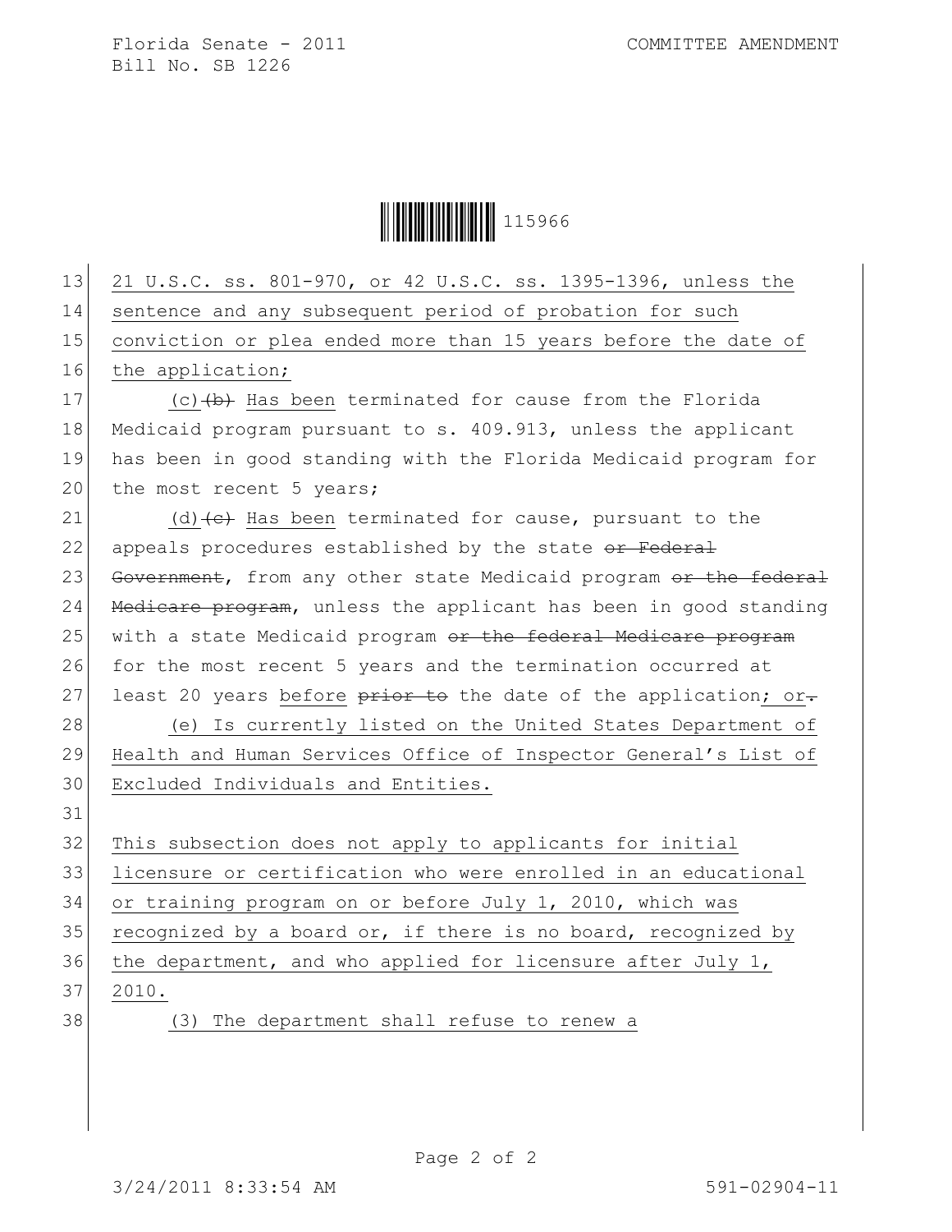21 U.S.C. ss. 801-970, or 42 U.S.C. ss. 1395-1396, unless the sentence and any subsequent period of probation for such conviction or plea ended more than 15 years before the date of the application;

(c) ~~(b)~~ Has been terminated for cause from the Florida Medicaid program pursuant to s. 409.913, unless the applicant has been in good standing with the Florida Medicaid program for the most recent 5 years;

(d) ~~(c)~~ Has been terminated for cause, pursuant to the appeals procedures established by the state ~~or Federal Government~~, from any other state Medicaid program ~~or the federal Medicare program~~, unless the applicant has been in good standing with a state Medicaid program ~~or the federal Medicare program~~ for the most recent 5 years and the termination occurred at least 20 years before ~~prior to~~ the date of the application; or~~.~~

(e) Is currently listed on the United States Department of Health and Human Services Office of Inspector General's List of Excluded Individuals and Entities.

This subsection does not apply to applicants for initial licensure or certification who were enrolled in an educational or training program on or before July 1, 2010, which was recognized by a board or, if there is no board, recognized by the department, and who applied for licensure after July 1, 2010.

(3) The department shall refuse to renew a